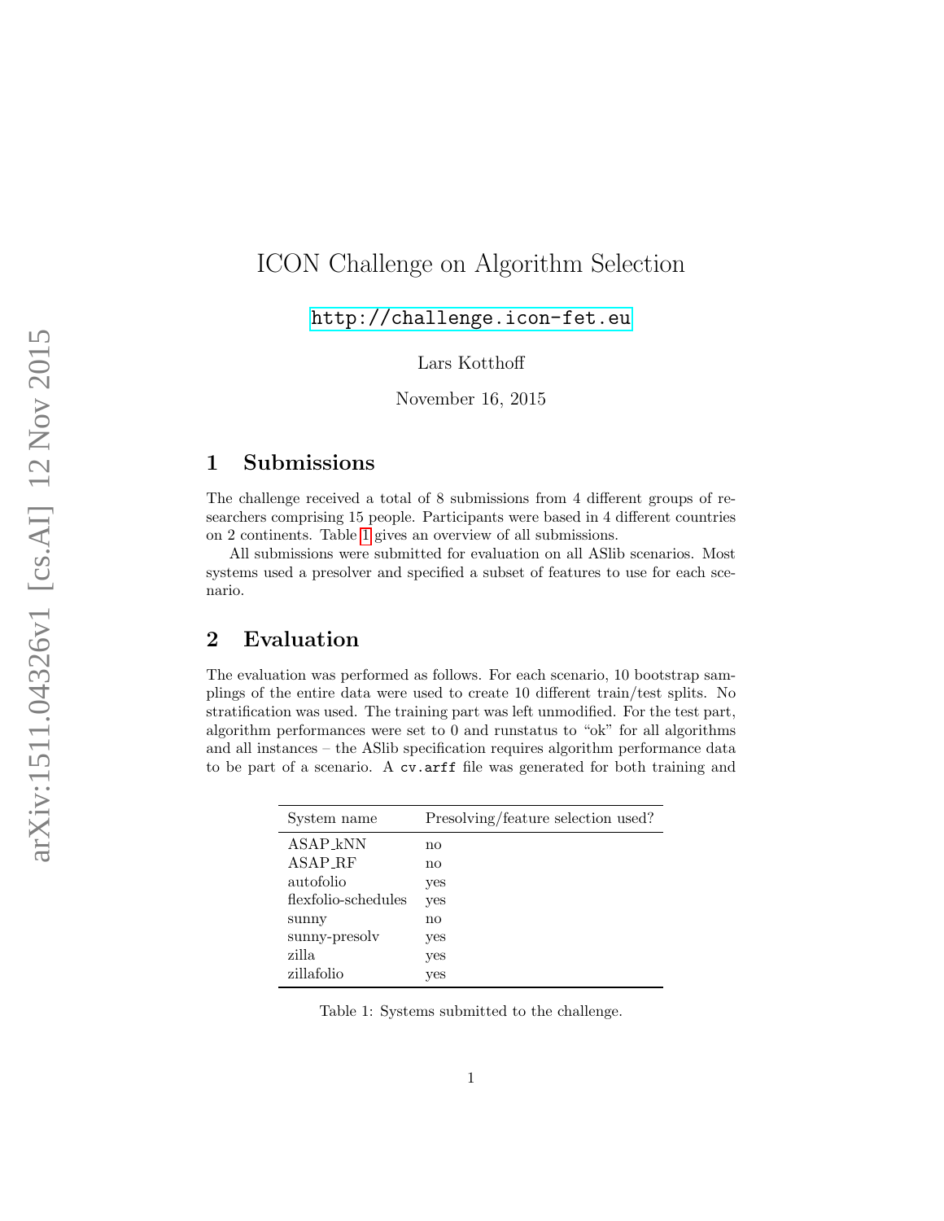# ICON Challenge on Algorithm Selection

http://challenge.icon-fet.eu

Lars Kotthoff

November 16, 2015

## 1 Submissions

The challenge received a total of 8 submissions from 4 different groups of researchers comprising 15 people. Participants were based in 4 different countries on 2 continents. Table 1 gives an overview of all submissions.

All submissions were submitted for evaluation on all ASlib scenarios. Most systems used a presolver and specified a subset of features to use for each scenario.

## 2 Evaluation

The evaluation was performed as follows. For each scenario, 10 bootstrap samplings of the entire data were used to create 10 different train/test splits. No stratification was used. The training part was left unmodified. For the test part, algorithm performances were set to 0 and runstatus to "ok" for all algorithms and all instances – the ASlib specification requires algorithm performance data to be part of a scenario. A `cv.arff` file was generated for both training and

| System name | Presolving/feature selection used? |
|---|---|
| ASAP_kNN | no |
| ASAP_RF | no |
| autofolio | yes |
| flexfolio-schedules | yes |
| sunny | no |
| sunny-presolv | yes |
| zilla | yes |
| zillafolio | yes |

Table 1: Systems submitted to the challenge.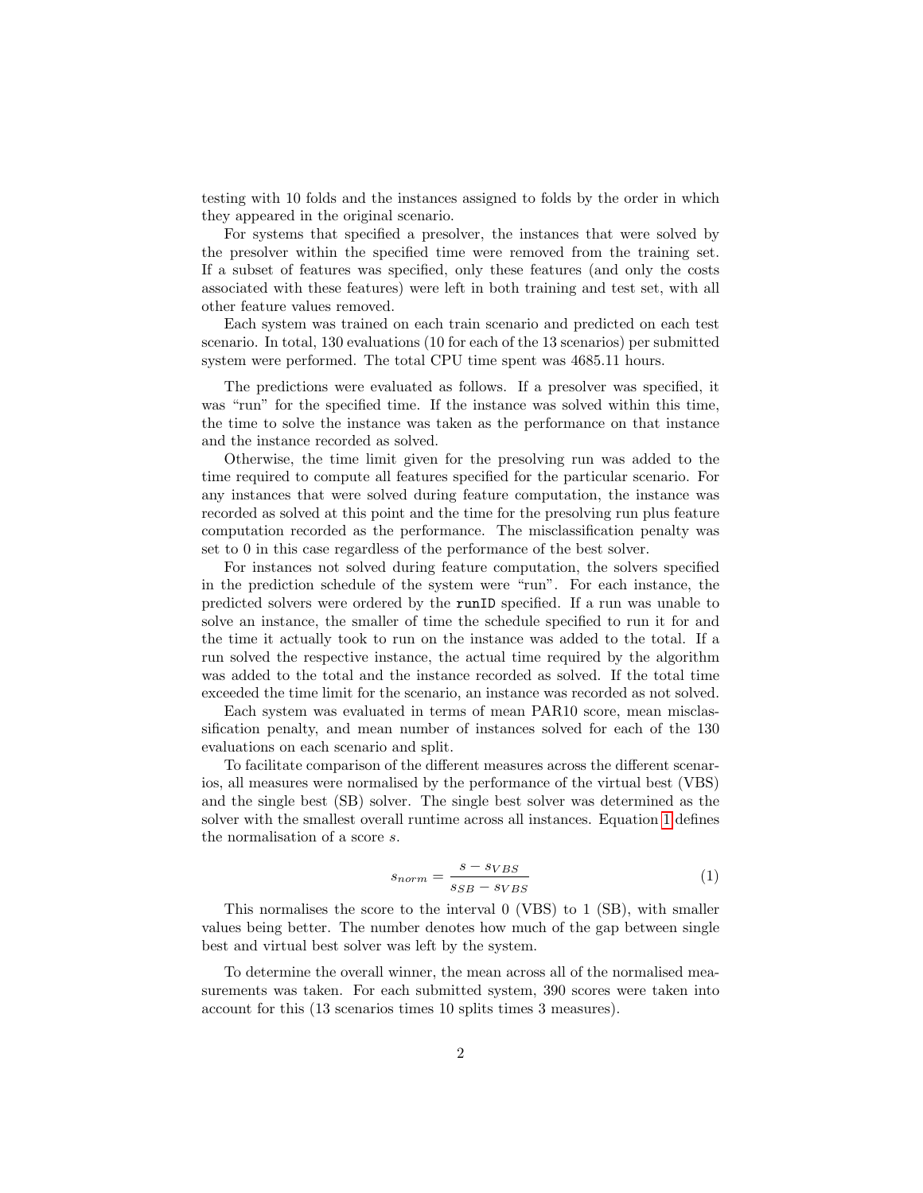testing with 10 folds and the instances assigned to folds by the order in which they appeared in the original scenario.

For systems that specified a presolver, the instances that were solved by the presolver within the specified time were removed from the training set. If a subset of features was specified, only these features (and only the costs associated with these features) were left in both training and test set, with all other feature values removed.

Each system was trained on each train scenario and predicted on each test scenario. In total, 130 evaluations (10 for each of the 13 scenarios) per submitted system were performed. The total CPU time spent was 4685.11 hours.

The predictions were evaluated as follows. If a presolver was specified, it was "run" for the specified time. If the instance was solved within this time, the time to solve the instance was taken as the performance on that instance and the instance recorded as solved.

Otherwise, the time limit given for the presolving run was added to the time required to compute all features specified for the particular scenario. For any instances that were solved during feature computation, the instance was recorded as solved at this point and the time for the presolving run plus feature computation recorded as the performance. The misclassification penalty was set to 0 in this case regardless of the performance of the best solver.

For instances not solved during feature computation, the solvers specified in the prediction schedule of the system were "run". For each instance, the predicted solvers were ordered by the `runID` specified. If a run was unable to solve an instance, the smaller of time the schedule specified to run it for and the time it actually took to run on the instance was added to the total. If a run solved the respective instance, the actual time required by the algorithm was added to the total and the instance recorded as solved. If the total time exceeded the time limit for the scenario, an instance was recorded as not solved.

Each system was evaluated in terms of mean PAR10 score, mean misclassification penalty, and mean number of instances solved for each of the 130 evaluations on each scenario and split.

To facilitate comparison of the different measures across the different scenarios, all measures were normalised by the performance of the virtual best (VBS) and the single best (SB) solver. The single best solver was determined as the solver with the smallest overall runtime across all instances. Equation 1 defines the normalisation of a score $s$.

$$s_{norm} = \frac{s - s_{VBS}}{s_{SB} - s_{VBS}} \tag{1}$$

This normalises the score to the interval 0 (VBS) to 1 (SB), with smaller values being better. The number denotes how much of the gap between single best and virtual best solver was left by the system.

To determine the overall winner, the mean across all of the normalised measurements was taken. For each submitted system, 390 scores were taken into account for this (13 scenarios times 10 splits times 3 measures).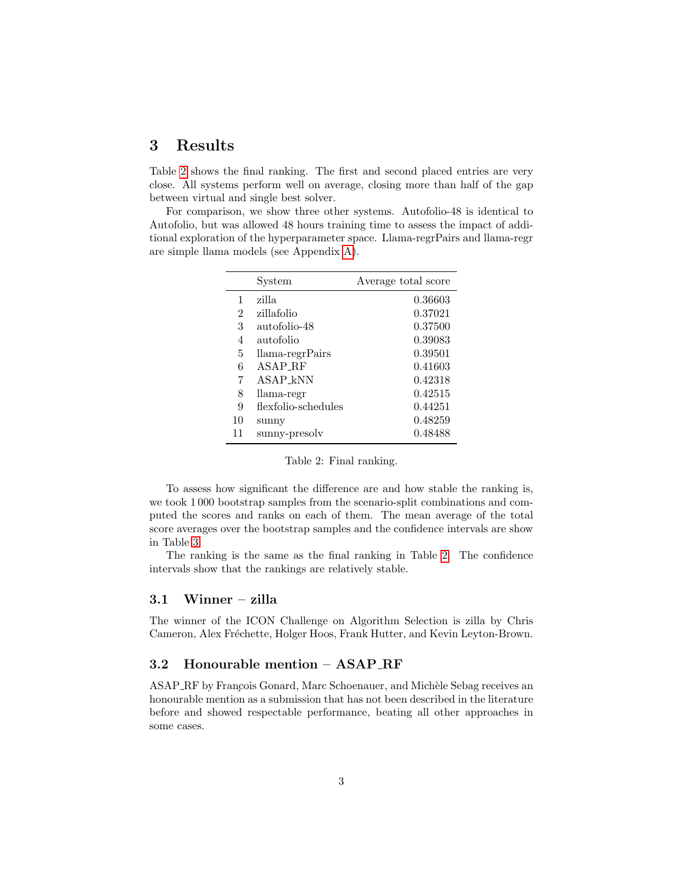## 3 Results

Table 2 shows the final ranking. The first and second placed entries are very close. All systems perform well on average, closing more than half of the gap between virtual and single best solver.

For comparison, we show three other systems. Autofolio-48 is identical to Autofolio, but was allowed 48 hours training time to assess the impact of additional exploration of the hyperparameter space. Llama-regrPairs and llama-regr are simple llama models (see Appendix A).

| | System | Average total score |
|---|---|---|
| 1 | zilla | 0.36603 |
| 2 | zillafolio | 0.37021 |
| 3 | autofolio-48 | 0.37500 |
| 4 | autofolio | 0.39083 |
| 5 | llama-regrPairs | 0.39501 |
| 6 | ASAP_RF | 0.41603 |
| 7 | ASAP_kNN | 0.42318 |
| 8 | llama-regr | 0.42515 |
| 9 | flexfolio-schedules | 0.44251 |
| 10 | sunny | 0.48259 |
| 11 | sunny-presolv | 0.48488 |

Table 2: Final ranking.

To assess how significant the difference are and how stable the ranking is, we took 1 000 bootstrap samples from the scenario-split combinations and computed the scores and ranks on each of them. The mean average of the total score averages over the bootstrap samples and the confidence intervals are show in Table 3.

The ranking is the same as the final ranking in Table 2. The confidence intervals show that the rankings are relatively stable.

### 3.1 Winner – zilla

The winner of the ICON Challenge on Algorithm Selection is zilla by Chris Cameron, Alex Fréchette, Holger Hoos, Frank Hutter, and Kevin Leyton-Brown.

### 3.2 Honourable mention – ASAP_RF

ASAP_RF by François Gonard, Marc Schoenauer, and Michèle Sebag receives an honourable mention as a submission that has not been described in the literature before and showed respectable performance, beating all other approaches in some cases.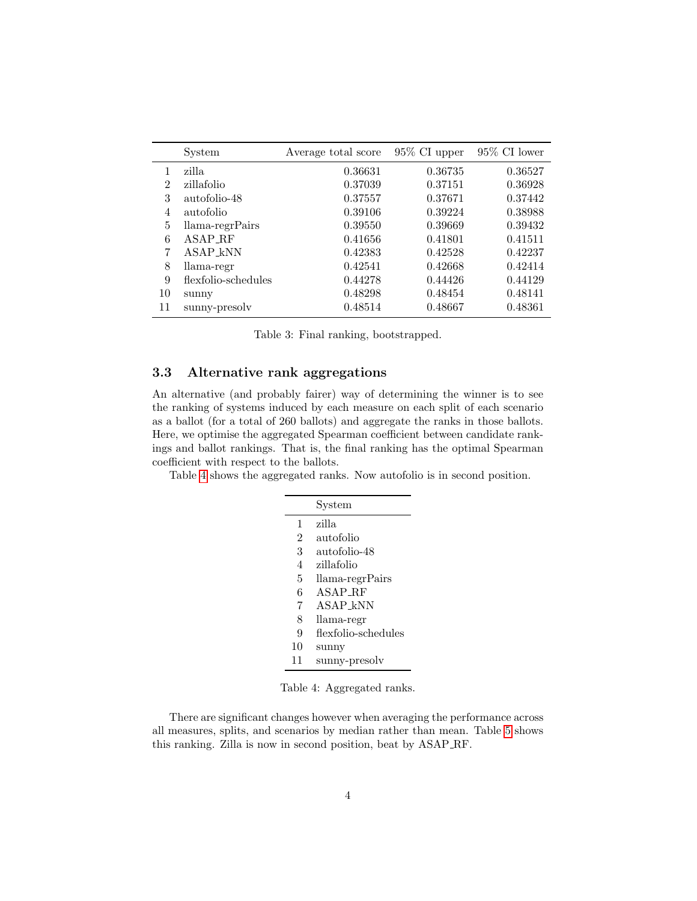| | System | Average total score | 95% CI upper | 95% CI lower |
|---|---|---|---|---|
| 1 | zilla | 0.36631 | 0.36735 | 0.36527 |
| 2 | zillafolio | 0.37039 | 0.37151 | 0.36928 |
| 3 | autofolio-48 | 0.37557 | 0.37671 | 0.37442 |
| 4 | autofolio | 0.39106 | 0.39224 | 0.38988 |
| 5 | llama-regrPairs | 0.39550 | 0.39669 | 0.39432 |
| 6 | ASAP_RF | 0.41656 | 0.41801 | 0.41511 |
| 7 | ASAP_kNN | 0.42383 | 0.42528 | 0.42237 |
| 8 | llama-regr | 0.42541 | 0.42668 | 0.42414 |
| 9 | flexfolio-schedules | 0.44278 | 0.44426 | 0.44129 |
| 10 | sunny | 0.48298 | 0.48454 | 0.48141 |
| 11 | sunny-presolv | 0.48514 | 0.48667 | 0.48361 |

Table 3: Final ranking, bootstrapped.

### 3.3 Alternative rank aggregations

An alternative (and probably fairer) way of determining the winner is to see the ranking of systems induced by each measure on each split of each scenario as a ballot (for a total of 260 ballots) and aggregate the ranks in those ballots. Here, we optimise the aggregated Spearman coefficient between candidate rankings and ballot rankings. That is, the final ranking has the optimal Spearman coefficient with respect to the ballots.

Table 4 shows the aggregated ranks. Now autofolio is in second position.

| | System |
|---|---|
| 1 | zilla |
| 2 | autofolio |
| 3 | autofolio-48 |
| 4 | zillafolio |
| 5 | llama-regrPairs |
| 6 | ASAP_RF |
| 7 | ASAP_kNN |
| 8 | llama-regr |
| 9 | flexfolio-schedules |
| 10 | sunny |
| 11 | sunny-presolv |

Table 4: Aggregated ranks.

There are significant changes however when averaging the performance across all measures, splits, and scenarios by median rather than mean. Table 5 shows this ranking. Zilla is now in second position, beat by ASAP_RF.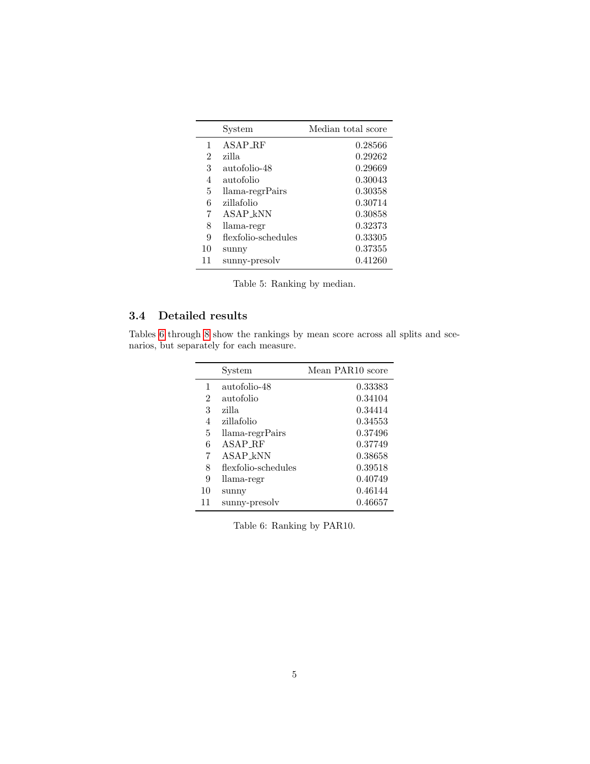| | System | Median total score |
|---|---|---|
| 1 | ASAP_RF | 0.28566 |
| 2 | zilla | 0.29262 |
| 3 | autofolio-48 | 0.29669 |
| 4 | autofolio | 0.30043 |
| 5 | llama-regrPairs | 0.30358 |
| 6 | zillafolio | 0.30714 |
| 7 | ASAP_kNN | 0.30858 |
| 8 | llama-regr | 0.32373 |
| 9 | flexfolio-schedules | 0.33305 |
| 10 | sunny | 0.37355 |
| 11 | sunny-presolv | 0.41260 |

Table 5: Ranking by median.

### 3.4 Detailed results

Tables 6 through 8 show the rankings by mean score across all splits and scenarios, but separately for each measure.

| | System | Mean PAR10 score |
|---|---|---|
| 1 | autofolio-48 | 0.33383 |
| 2 | autofolio | 0.34104 |
| 3 | zilla | 0.34414 |
| 4 | zillafolio | 0.34553 |
| 5 | llama-regrPairs | 0.37496 |
| 6 | ASAP_RF | 0.37749 |
| 7 | ASAP_kNN | 0.38658 |
| 8 | flexfolio-schedules | 0.39518 |
| 9 | llama-regr | 0.40749 |
| 10 | sunny | 0.46144 |
| 11 | sunny-presolv | 0.46657 |

Table 6: Ranking by PAR10.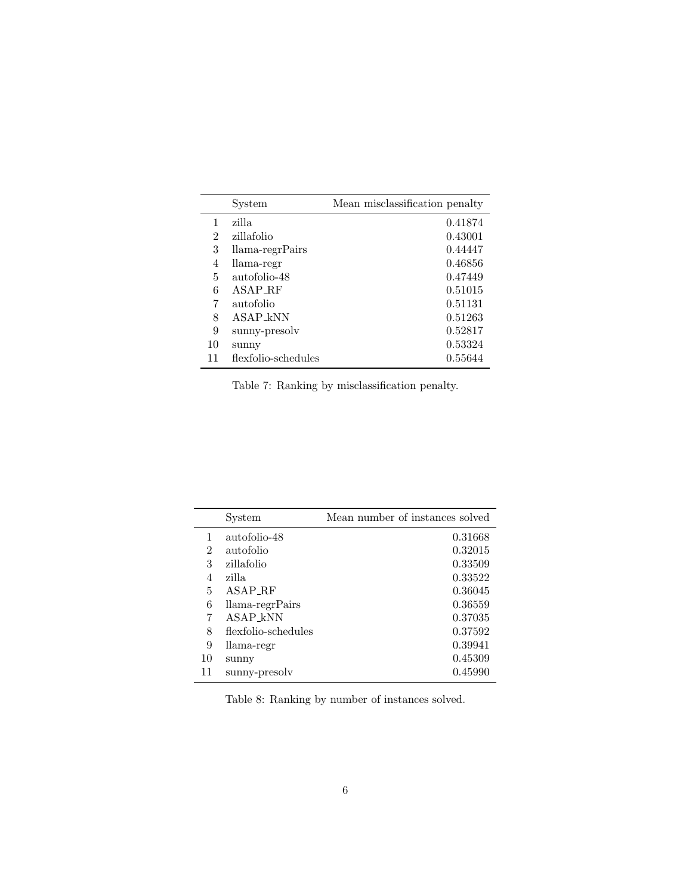| | System | Mean misclassification penalty |
|---|---|---|
| 1 | zilla | 0.41874 |
| 2 | zillafolio | 0.43001 |
| 3 | llama-regrPairs | 0.44447 |
| 4 | llama-regr | 0.46856 |
| 5 | autofolio-48 | 0.47449 |
| 6 | ASAP_RF | 0.51015 |
| 7 | autofolio | 0.51131 |
| 8 | ASAP_kNN | 0.51263 |
| 9 | sunny-presolv | 0.52817 |
| 10 | sunny | 0.53324 |
| 11 | flexfolio-schedules | 0.55644 |

Table 7: Ranking by misclassification penalty.

| | System | Mean number of instances solved |
|---|---|---|
| 1 | autofolio-48 | 0.31668 |
| 2 | autofolio | 0.32015 |
| 3 | zillafolio | 0.33509 |
| 4 | zilla | 0.33522 |
| 5 | ASAP_RF | 0.36045 |
| 6 | llama-regrPairs | 0.36559 |
| 7 | ASAP_kNN | 0.37035 |
| 8 | flexfolio-schedules | 0.37592 |
| 9 | llama-regr | 0.39941 |
| 10 | sunny | 0.45309 |
| 11 | sunny-presolv | 0.45990 |

Table 8: Ranking by number of instances solved.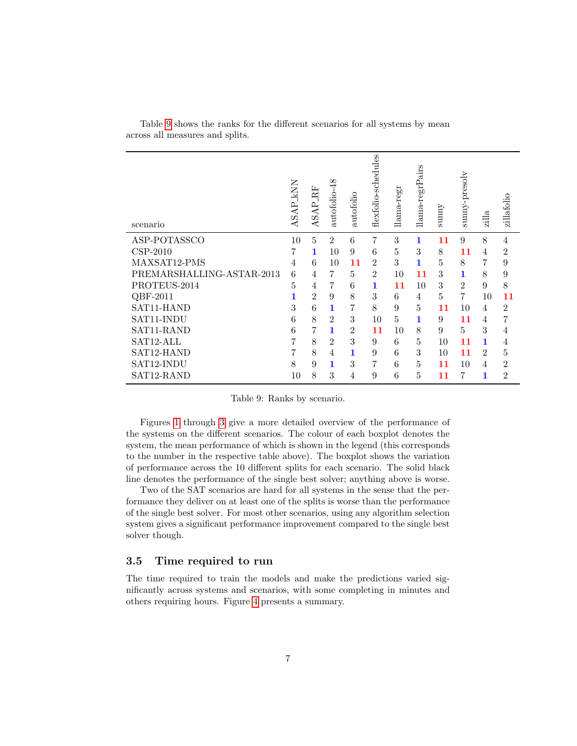Table 9 shows the ranks for the different scenarios for all systems by mean across all measures and splits.

| scenario | ASAP_kNN | ASAP_RF | autofolio-48 | autofolio | flexfolio-schedules | llama-regr | llama-regrPairs | sunny | sunny-presolv | zilla | zillafolio |
|---|---|---|---|---|---|---|---|---|---|---|---|
| ASP-POTASSCO | 10 | 5 | 2 | 6 | 7 | 3 | **1** | **11** | 9 | 8 | 4 |
| CSP-2010 | 7 | **1** | 10 | 9 | 6 | 5 | 3 | 8 | **11** | 4 | 2 |
| MAXSAT12-PMS | 4 | 6 | 10 | **11** | 2 | 3 | **1** | 5 | 8 | 7 | 9 |
| PREMARSHALLING-ASTAR-2013 | 6 | 4 | 7 | 5 | 2 | 10 | **11** | 3 | **1** | 8 | 9 |
| PROTEUS-2014 | 5 | 4 | 7 | 6 | **1** | **11** | 10 | 3 | 2 | 9 | 8 |
| QBF-2011 | **1** | 2 | 9 | 8 | 3 | 6 | 4 | 5 | 7 | 10 | **11** |
| SAT11-HAND | 3 | 6 | **1** | 7 | 8 | 9 | 5 | **11** | 10 | 4 | 2 |
| SAT11-INDU | 6 | 8 | 2 | 3 | 10 | 5 | **1** | 9 | **11** | 4 | 7 |
| SAT11-RAND | 6 | 7 | **1** | 2 | **11** | 10 | 8 | 9 | 5 | 3 | 4 |
| SAT12-ALL | 7 | 8 | 2 | 3 | 9 | 6 | 5 | 10 | **11** | **1** | 4 |
| SAT12-HAND | 7 | 8 | 4 | **1** | 9 | 6 | 3 | 10 | **11** | 2 | 5 |
| SAT12-INDU | 8 | 9 | **1** | 3 | 7 | 6 | 5 | **11** | 10 | 4 | 2 |
| SAT12-RAND | 10 | 8 | 3 | 4 | 9 | 6 | 5 | **11** | 7 | **1** | 2 |

Table 9: Ranks by scenario.

Figures 1 through 3 give a more detailed overview of the performance of the systems on the different scenarios. The colour of each boxplot denotes the system, the mean performance of which is shown in the legend (this corresponds to the number in the respective table above). The boxplot shows the variation of performance across the 10 different splits for each scenario. The solid black line denotes the performance of the single best solver; anything above is worse.

Two of the SAT scenarios are hard for all systems in the sense that the performance they deliver on at least one of the splits is worse than the performance of the single best solver. For most other scenarios, using any algorithm selection system gives a significant performance improvement compared to the single best solver though.

### 3.5 Time required to run

The time required to train the models and make the predictions varied significantly across systems and scenarios, with some completing in minutes and others requiring hours. Figure 4 presents a summary.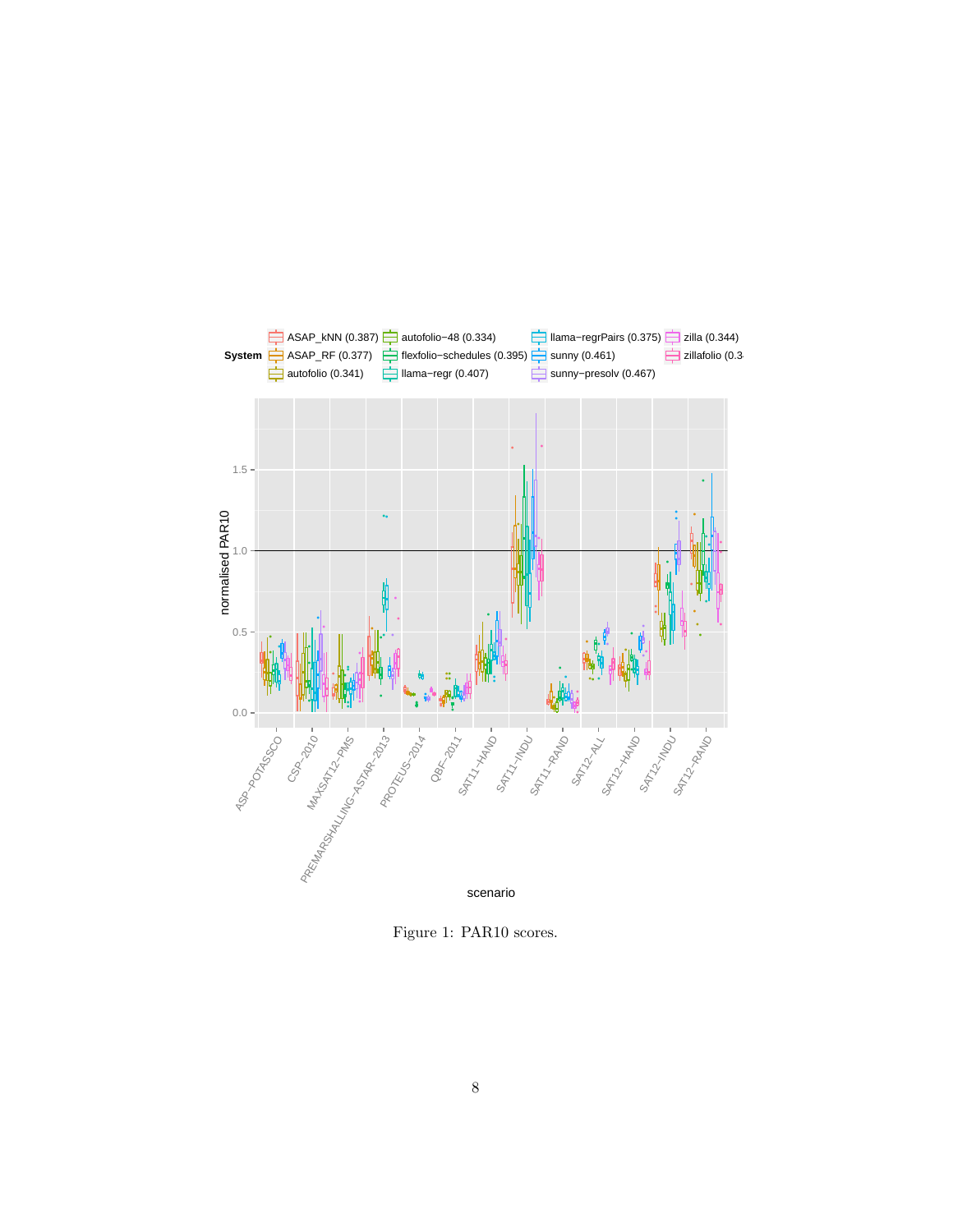Figure 1: PAR10 scores.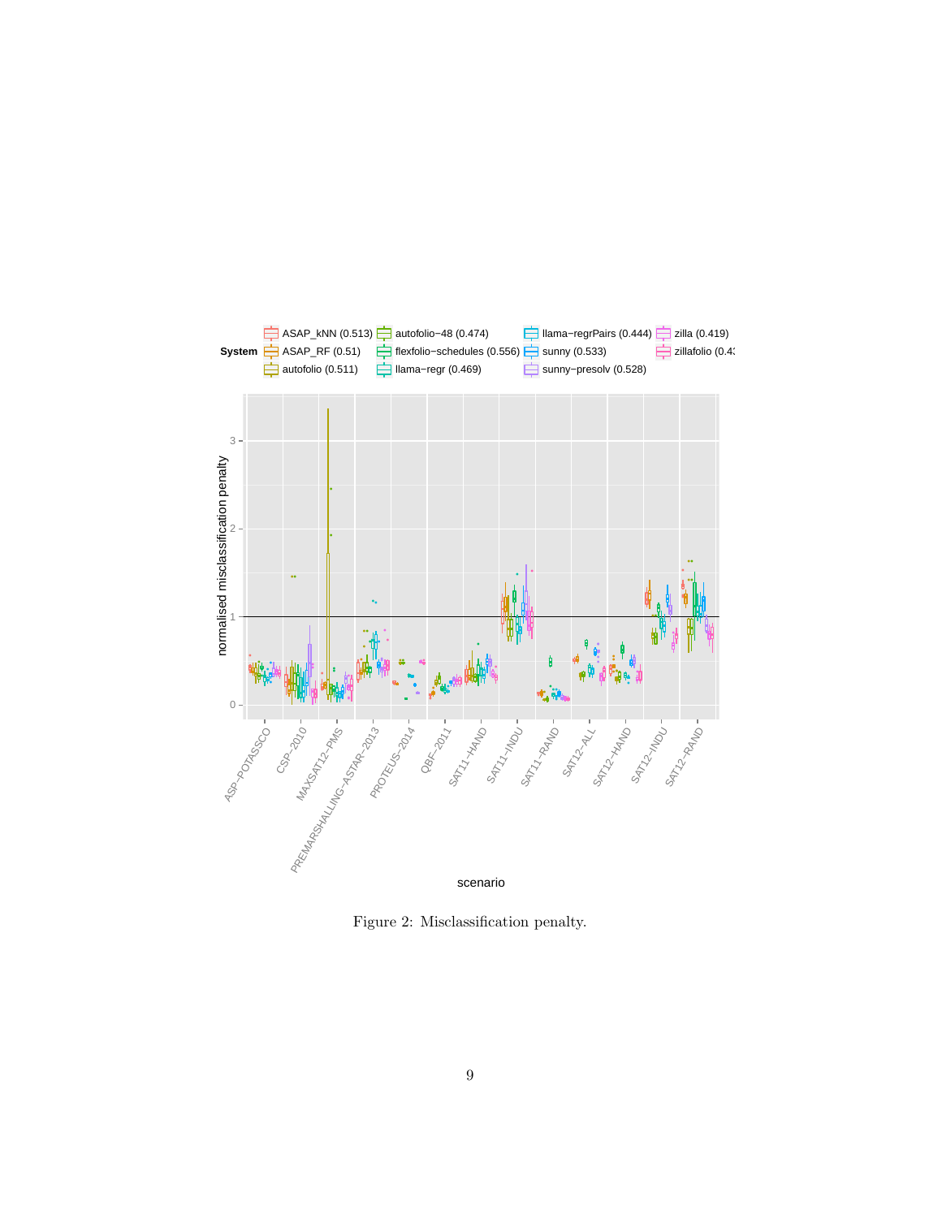System
ASAP_kNN (0.513)
ASAP_RF (0.51)
autofolio (0.511)
autofolio−48 (0.474)
flexfolio−schedules (0.556)
llama−regr (0.469)
llama−regrPairs (0.444)
sunny (0.533)
sunny−presolv (0.528)
zilla (0.419)
zillafolio (0.4

normalised misclassification penalty

0
1
2
3

ASP−POTASSCO
CSP−2010
MAXSAT12−PMS
PREMARSHALLING−ASTAR−2013
PROTEUS−2014
QBF−2011
SAT11−HAND
SAT11−INDU
SAT11−RAND
SAT12−ALL
SAT12−HAND
SAT12−INDU
SAT12−RAND

scenario

Figure 2: Misclassification penalty.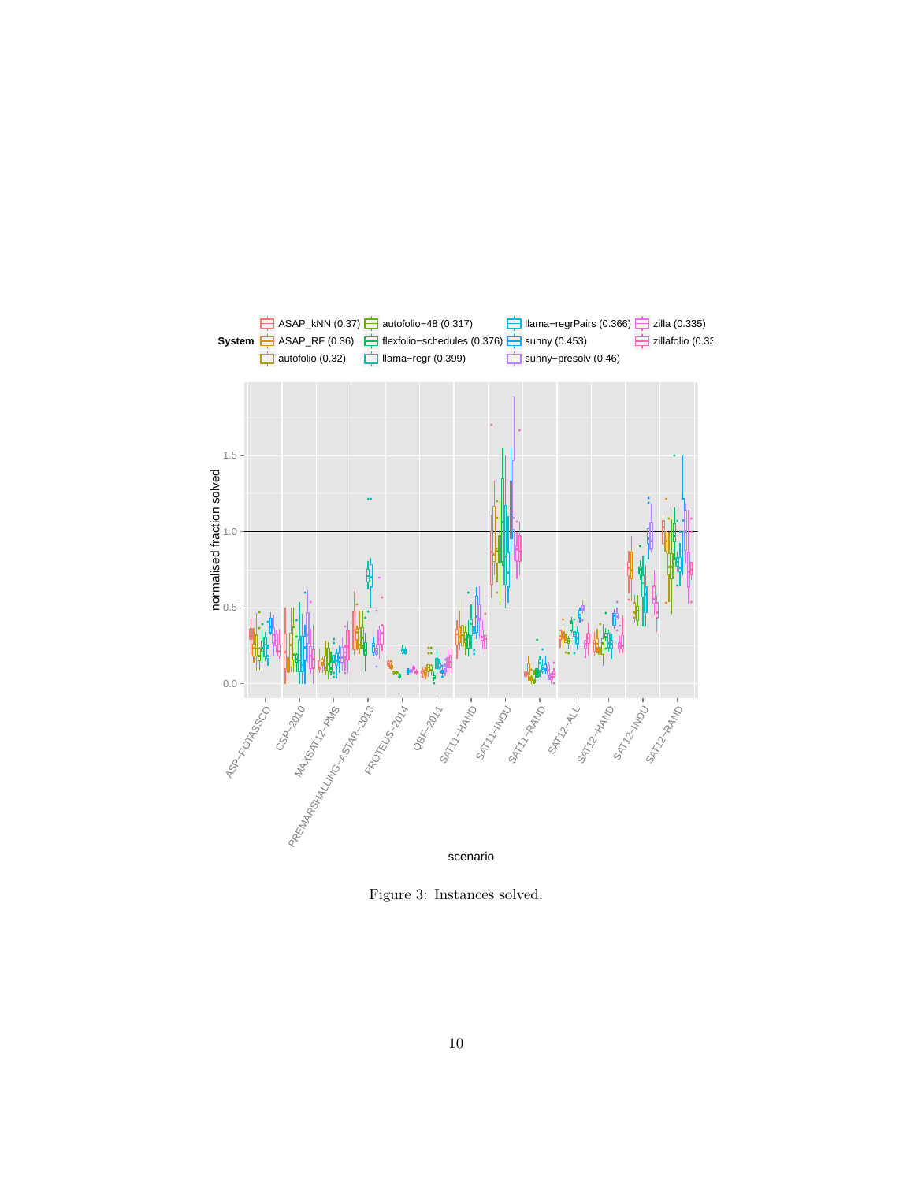Figure 3: Instances solved.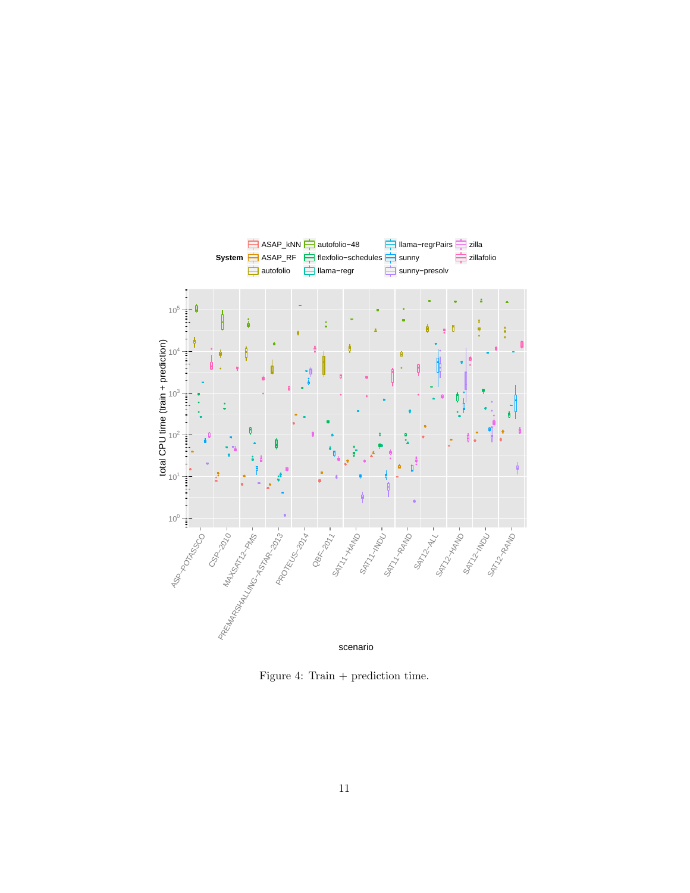System: ASAP_kNN, ASAP_RF, autofolio, autofolio−48, flexfolio−schedules, llama−regr, llama−regrPairs, sunny, sunny−presolv, zilla, zillafolio

total CPU time (train + prediction)

$10^0$
$10^1$
$10^2$
$10^3$
$10^4$
$10^5$

ASP−POTASSCO
CSP−2010
MAXSAT12−PMS
PREMARSHALLING−ASTAR−2013
PROTEUS−2014
QBF−2011
SAT11−HAND
SAT11−INDU
SAT11−RAND
SAT12−ALL
SAT12−HAND
SAT12−INDU
SAT12−RAND

scenario

Figure 4: Train + prediction time.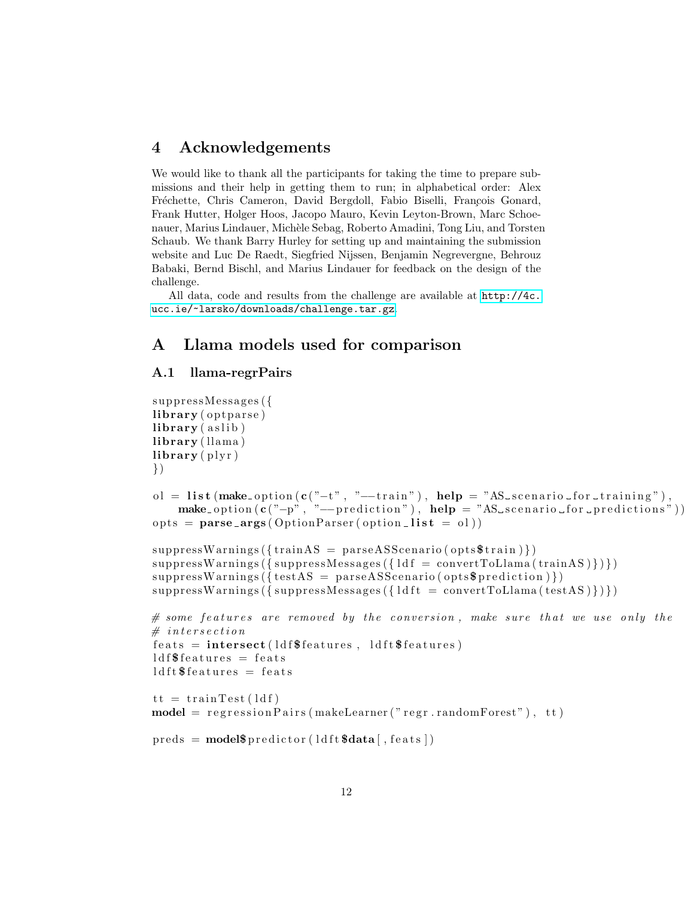## 4 Acknowledgements

We would like to thank all the participants for taking the time to prepare submissions and their help in getting them to run; in alphabetical order: Alex Fréchette, Chris Cameron, David Bergdoll, Fabio Biselli, François Gonard, Frank Hutter, Holger Hoos, Jacopo Mauro, Kevin Leyton-Brown, Marc Schoenauer, Marius Lindauer, Michèle Sebag, Roberto Amadini, Tong Liu, and Torsten Schaub. We thank Barry Hurley for setting up and maintaining the submission website and Luc De Raedt, Siegfried Nijssen, Benjamin Negrevergne, Behrouz Babaki, Bernd Bischl, and Marius Lindauer for feedback on the design of the challenge.

All data, code and results from the challenge are available at http://4c.ucc.ie/~larsko/downloads/challenge.tar.gz.

## A Llama models used for comparison

### A.1 llama-regrPairs

```
suppressMessages({
library(optparse)
library(aslib)
library(llama)
library(plyr)
})

ol = list(make_option(c("-t", "--train"), help = "AS scenario for training"),
    make_option(c("-p", "--prediction"), help = "AS scenario for predictions"))
opts = parse_args(OptionParser(option_list = ol))

suppressWarnings({trainAS = parseASScenario(opts$train)})
suppressWarnings({suppressMessages({ldf = convertToLlama(trainAS)})})
suppressWarnings({testAS = parseASScenario(opts$prediction)})
suppressWarnings({suppressMessages({ldft = convertToLlama(testAS)})})

# some features are removed by the conversion, make sure that we use only the
# intersection
feats = intersect(ldf$features, ldft$features)
ldf$features = feats
ldft$features = feats

tt = trainTest(ldf)
model = regressionPairs(makeLearner("regr.randomForest"), tt)

preds = model$predictor(ldft$data[, feats])
```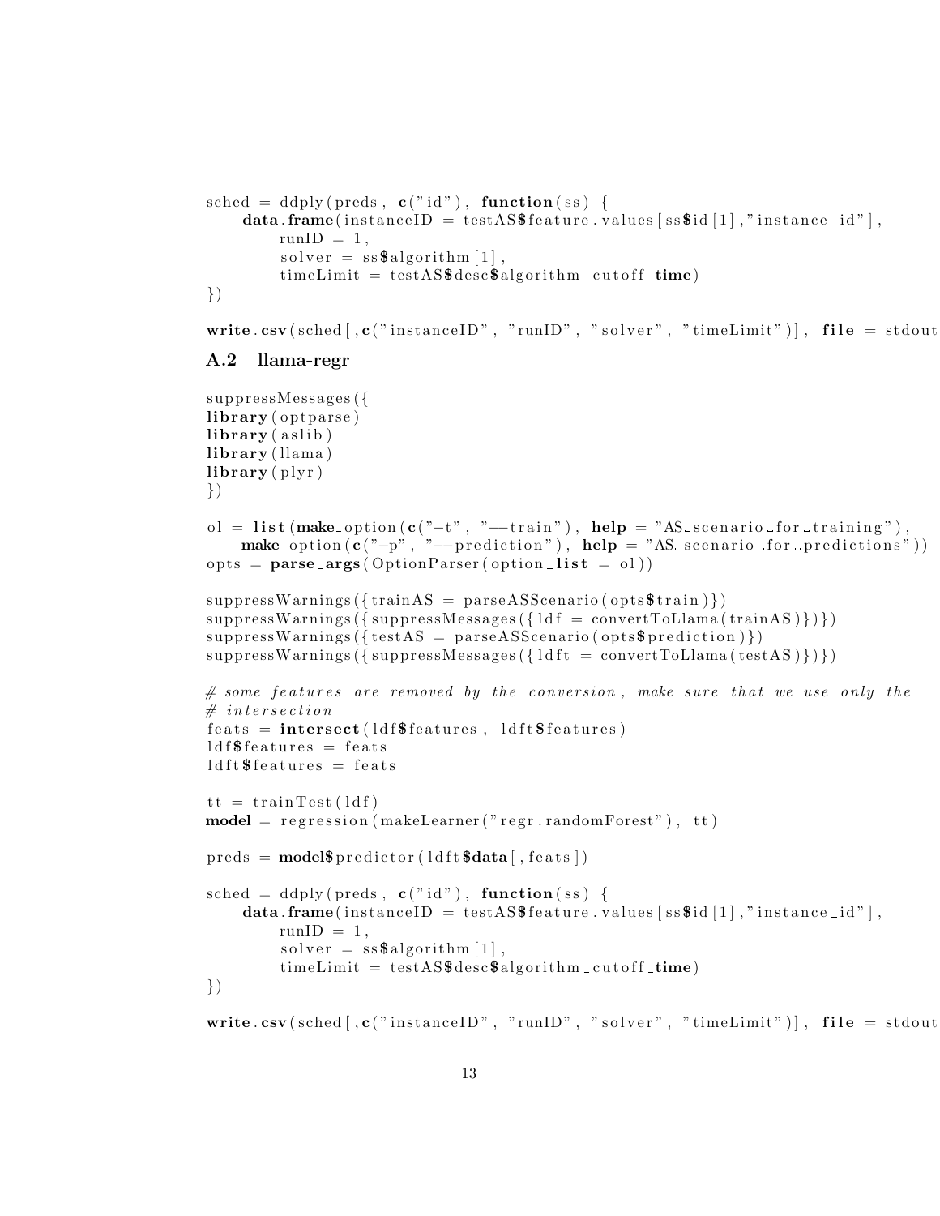```
sched = ddply(preds, c("id"), function(ss) {
    data.frame(instanceID = testAS$feature.values[ss$id[1],"instance_id"],
        runID = 1,
        solver = ss$algorithm[1],
        timeLimit = testAS$desc$algorithm_cutoff_time)
})

write.csv(sched[,c("instanceID", "runID", "solver", "timeLimit")], file = stdout
```

### A.2 llama-regr

```
suppressMessages({
library(optparse)
library(aslib)
library(llama)
library(plyr)
})

ol = list(make_option(c("-t", "--train"), help = "AS scenario for training"),
    make_option(c("-p", "--prediction"), help = "AS scenario for predictions"))
opts = parse_args(OptionParser(option_list = ol))

suppressWarnings({trainAS = parseASScenario(opts$train)})
suppressWarnings({suppressMessages({ldf = convertToLlama(trainAS)})})
suppressWarnings({testAS = parseASScenario(opts$prediction)})
suppressWarnings({suppressMessages({ldft = convertToLlama(testAS)})})

# some features are removed by the conversion, make sure that we use only the
# intersection
feats = intersect(ldf$features, ldft$features)
ldf$features = feats
ldft$features = feats

tt = trainTest(ldf)
model = regression(makeLearner("regr.randomForest"), tt)

preds = model$predictor(ldft$data[,feats])

sched = ddply(preds, c("id"), function(ss) {
    data.frame(instanceID = testAS$feature.values[ss$id[1],"instance_id"],
        runID = 1,
        solver = ss$algorithm[1],
        timeLimit = testAS$desc$algorithm_cutoff_time)
})

write.csv(sched[,c("instanceID", "runID", "solver", "timeLimit")], file = stdout
```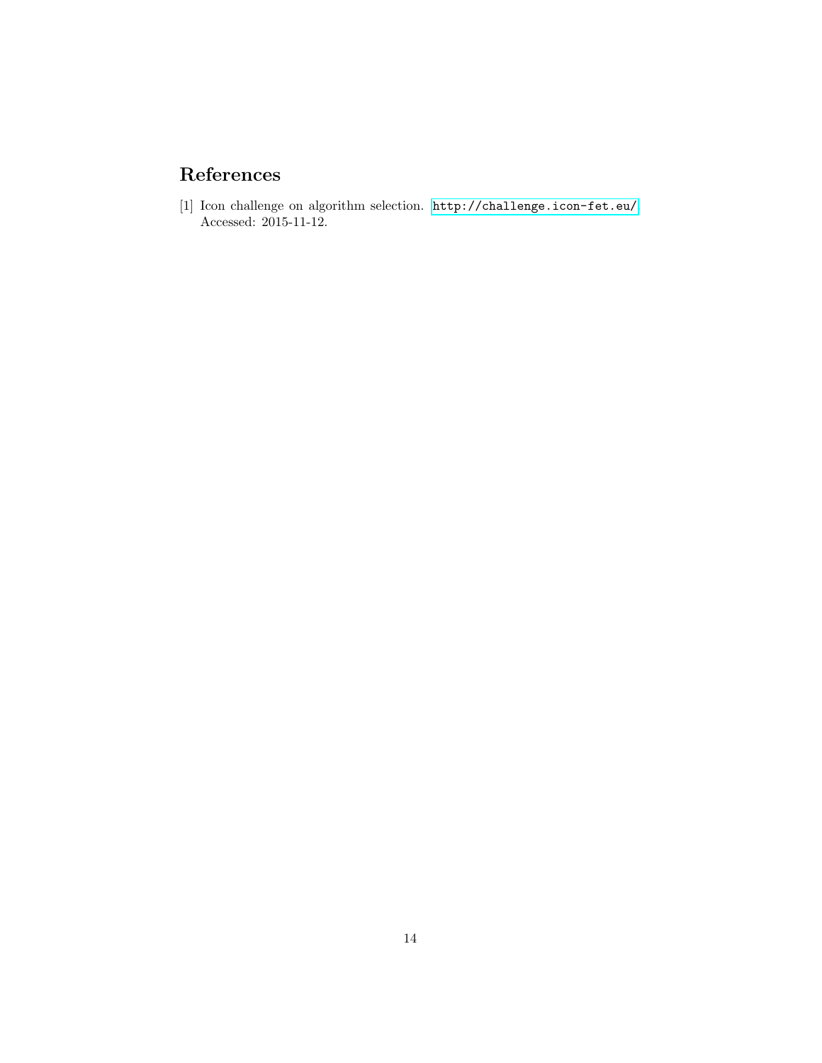## References

[1] Icon challenge on algorithm selection. http://challenge.icon-fet.eu/. Accessed: 2015-11-12.